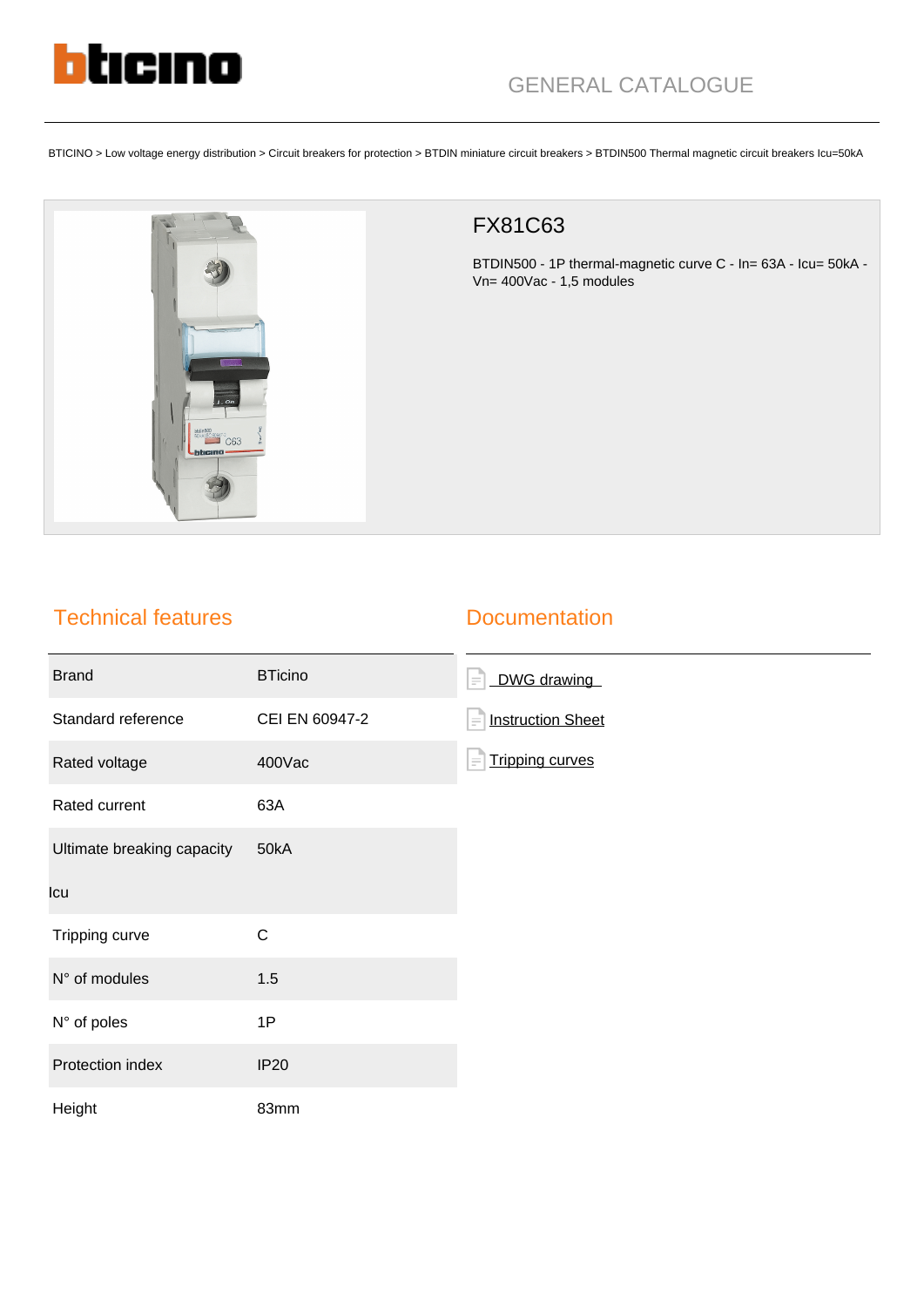GENERAL CATALOGUE

BTICINO > Low voltage energy distribution > Circuit breakers for protection > BTDIN miniature circuit breakers > BTDIN500 Thermal magnetic circuit breakers Icu=50kA

# FX81C63

BTDIN500 - 1P thermal-magnetic curve C - In= 63A - Icu= 50kA - Vn= 400Vac - 1,5 modules

## Technical features

| | |
|---|---|
| Brand | BTicino |
| Standard reference | CEI EN 60947-2 |
| Rated voltage | 400Vac |
| Rated current | 63A |
| Ultimate breaking capacity Icu | 50kA |
| Tripping curve | C |
| N° of modules | 1.5 |
| N° of poles | 1P |
| Protection index | IP20 |
| Height | 83mm |

## Documentation

- DWG drawing
- Instruction Sheet
- Tripping curves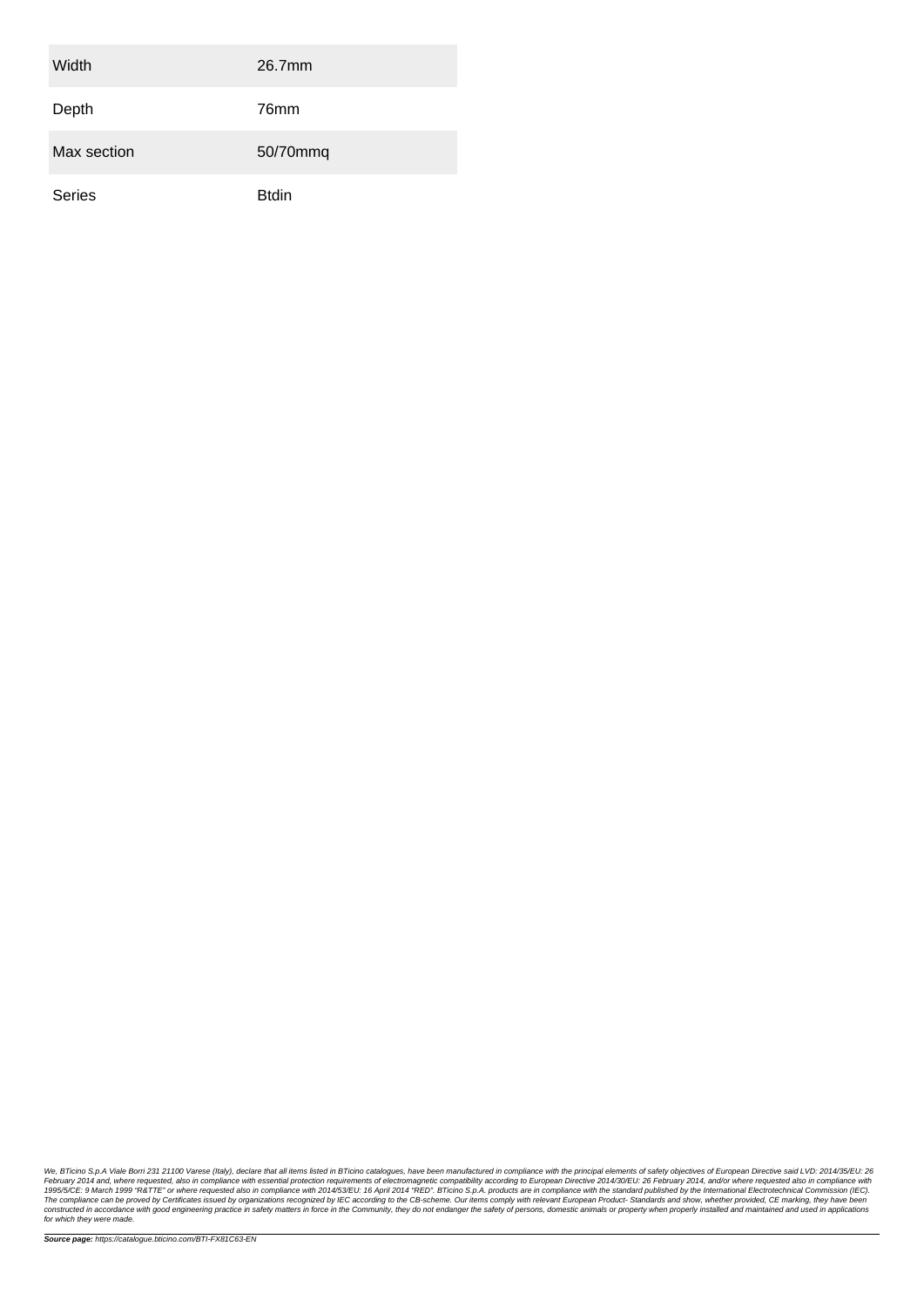| | |
|---|---|
| Width | 26.7mm |
| Depth | 76mm |
| Max section | 50/70mmq |
| Series | Btdin |

*We, BTicino S.p.A Viale Borri 231 21100 Varese (Italy), declare that all items listed in BTicino catalogues, have been manufactured in compliance with the principal elements of safety objectives of European Directive said LVD: 2014/35/EU: 26 February 2014 and, where requested, also in compliance with essential protection requirements of electromagnetic compatibility according to European Directive 2014/30/EU: 26 February 2014, and/or where requested also in compliance with 1995/5/CE: 9 March 1999 "R&TTE" or where requested also in compliance with 2014/53/EU: 16 April 2014 "RED". BTicino S.p.A. products are in compliance with the standard published by the International Electrotechnical Commission (IEC). The compliance can be proved by Certificates issued by organizations recognized by IEC according to the CB-scheme. Our items comply with relevant European Product- Standards and show, whether provided, CE marking, they have been constructed in accordance with good engineering practice in safety matters in force in the Community, they do not endanger the safety of persons, domestic animals or property when properly installed and maintained and used in applications for which they were made.*

***Source page:*** *https://catalogue.bticino.com/BTI-FX81C63-EN*